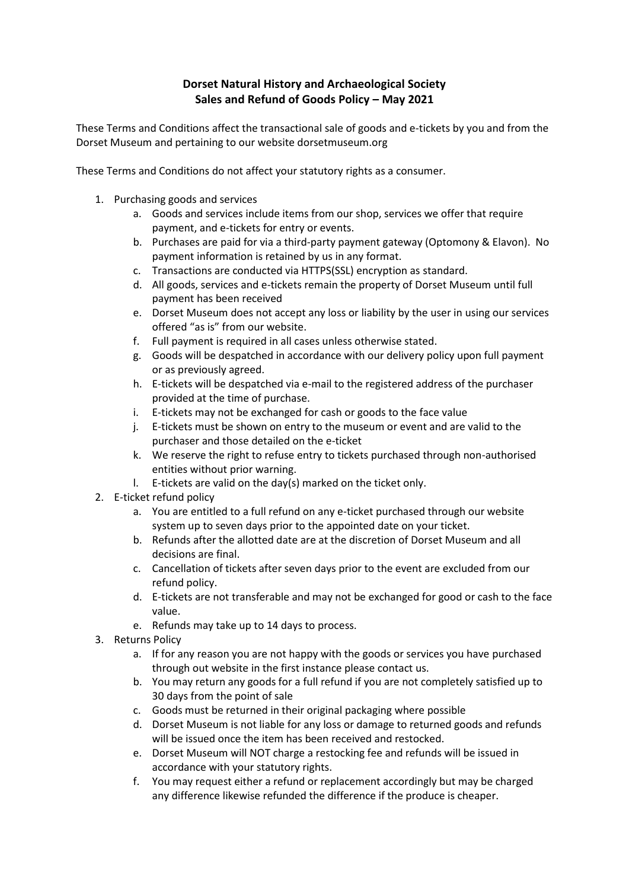# Dorset Natural History and Archaeological Society
## Sales and Refund of Goods Policy – May 2021

These Terms and Conditions affect the transactional sale of goods and e-tickets by you and from the Dorset Museum and pertaining to our website dorsetmuseum.org

These Terms and Conditions do not affect your statutory rights as a consumer.

1. Purchasing goods and services
    a. Goods and services include items from our shop, services we offer that require payment, and e-tickets for entry or events.
    b. Purchases are paid for via a third-party payment gateway (Optomony & Elavon). No payment information is retained by us in any format.
    c. Transactions are conducted via HTTPS(SSL) encryption as standard.
    d. All goods, services and e-tickets remain the property of Dorset Museum until full payment has been received
    e. Dorset Museum does not accept any loss or liability by the user in using our services offered "as is" from our website.
    f. Full payment is required in all cases unless otherwise stated.
    g. Goods will be despatched in accordance with our delivery policy upon full payment or as previously agreed.
    h. E-tickets will be despatched via e-mail to the registered address of the purchaser provided at the time of purchase.
    i. E-tickets may not be exchanged for cash or goods to the face value
    j. E-tickets must be shown on entry to the museum or event and are valid to the purchaser and those detailed on the e-ticket
    k. We reserve the right to refuse entry to tickets purchased through non-authorised entities without prior warning.
    l. E-tickets are valid on the day(s) marked on the ticket only.
2. E-ticket refund policy
    a. You are entitled to a full refund on any e-ticket purchased through our website system up to seven days prior to the appointed date on your ticket.
    b. Refunds after the allotted date are at the discretion of Dorset Museum and all decisions are final.
    c. Cancellation of tickets after seven days prior to the event are excluded from our refund policy.
    d. E-tickets are not transferable and may not be exchanged for good or cash to the face value.
    e. Refunds may take up to 14 days to process.
3. Returns Policy
    a. If for any reason you are not happy with the goods or services you have purchased through out website in the first instance please contact us.
    b. You may return any goods for a full refund if you are not completely satisfied up to 30 days from the point of sale
    c. Goods must be returned in their original packaging where possible
    d. Dorset Museum is not liable for any loss or damage to returned goods and refunds will be issued once the item has been received and restocked.
    e. Dorset Museum will NOT charge a restocking fee and refunds will be issued in accordance with your statutory rights.
    f. You may request either a refund or replacement accordingly but may be charged any difference likewise refunded the difference if the produce is cheaper.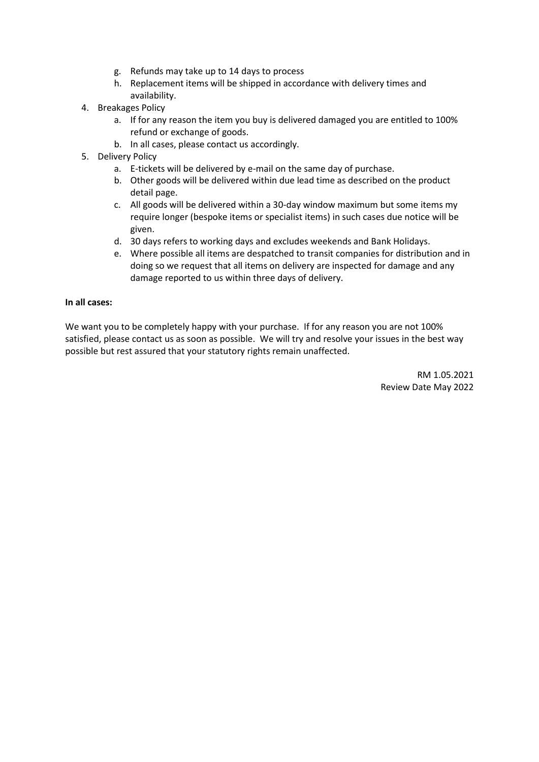g. Refunds may take up to 14 days to process
   h. Replacement items will be shipped in accordance with delivery times and availability.

4. Breakages Policy
   a. If for any reason the item you buy is delivered damaged you are entitled to 100% refund or exchange of goods.
   b. In all cases, please contact us accordingly.
5. Delivery Policy
   a. E-tickets will be delivered by e-mail on the same day of purchase.
   b. Other goods will be delivered within due lead time as described on the product detail page.
   c. All goods will be delivered within a 30-day window maximum but some items my require longer (bespoke items or specialist items) in such cases due notice will be given.
   d. 30 days refers to working days and excludes weekends and Bank Holidays.
   e. Where possible all items are despatched to transit companies for distribution and in doing so we request that all items on delivery are inspected for damage and any damage reported to us within three days of delivery.

**In all cases:**

We want you to be completely happy with your purchase. If for any reason you are not 100% satisfied, please contact us as soon as possible. We will try and resolve your issues in the best way possible but rest assured that your statutory rights remain unaffected.

RM 1.05.2021
Review Date May 2022